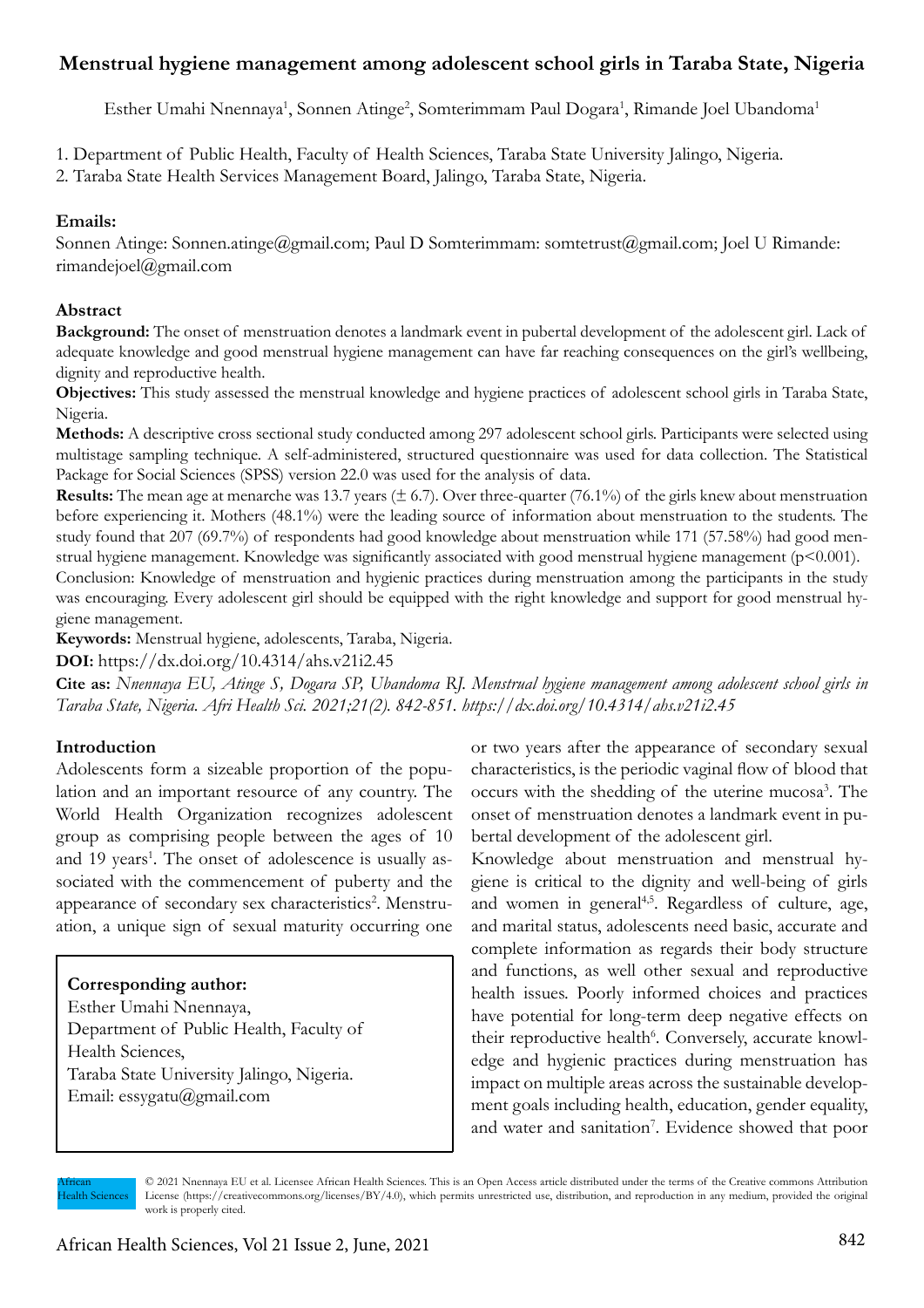# Menstrual hygiene management among adolescent school girls in Taraba State, Nigeria

Esther Umahi Nnennaya[1], Sonnen Atinge[2], Somterimmam Paul Dogara[1], Rimande Joel Ubandoma[1]

1. Department of Public Health, Faculty of Health Sciences, Taraba State University Jalingo, Nigeria.
2. Taraba State Health Services Management Board, Jalingo, Taraba State, Nigeria.

**Emails:**
Sonnen Atinge: Sonnen.atinge@gmail.com; Paul D Somterimmam: somtetrust@gmail.com; Joel U Rimande: rimandejoel@gmail.com

## Abstract

**Background:** The onset of menstruation denotes a landmark event in pubertal development of the adolescent girl. Lack of adequate knowledge and good menstrual hygiene management can have far reaching consequences on the girl's wellbeing, dignity and reproductive health.

**Objectives:** This study assessed the menstrual knowledge and hygiene practices of adolescent school girls in Taraba State, Nigeria.

**Methods:** A descriptive cross sectional study conducted among 297 adolescent school girls. Participants were selected using multistage sampling technique. A self-administered, structured questionnaire was used for data collection. The Statistical Package for Social Sciences (SPSS) version 22.0 was used for the analysis of data.

**Results:** The mean age at menarche was 13.7 years (± 6.7). Over three-quarter (76.1%) of the girls knew about menstruation before experiencing it. Mothers (48.1%) were the leading source of information about menstruation to the students. The study found that 207 (69.7%) of respondents had good knowledge about menstruation while 171 (57.58%) had good menstrual hygiene management. Knowledge was significantly associated with good menstrual hygiene management ($p<0.001$).

Conclusion: Knowledge of menstruation and hygienic practices during menstruation among the participants in the study was encouraging. Every adolescent girl should be equipped with the right knowledge and support for good menstrual hygiene management.

**Keywords:** Menstrual hygiene, adolescents, Taraba, Nigeria.

**DOI:** https://dx.doi.org/10.4314/ahs.v21i2.45

**Cite as:** *Nnennaya EU, Atinge S, Dogara SP, Ubandoma RJ. Menstrual hygiene management among adolescent school girls in Taraba State, Nigeria. Afri Health Sci. 2021;21(2). 842-851. https://dx.doi.org/10.4314/ahs.v21i2.45*

## Introduction

Adolescents form a sizeable proportion of the population and an important resource of any country. The World Health Organization recognizes adolescent group as comprising people between the ages of 10 and 19 years[1]. The onset of adolescence is usually associated with the commencement of puberty and the appearance of secondary sex characteristics[2]. Menstruation, a unique sign of sexual maturity occurring one or two years after the appearance of secondary sexual characteristics, is the periodic vaginal flow of blood that occurs with the shedding of the uterine mucosa[3]. The onset of menstruation denotes a landmark event in pubertal development of the adolescent girl.

**Corresponding author:**
Esther Umahi Nnennaya,
Department of Public Health, Faculty of Health Sciences,
Taraba State University Jalingo, Nigeria.
Email: essygatu@gmail.com

Knowledge about menstruation and menstrual hygiene is critical to the dignity and well-being of girls and women in general[4,5]. Regardless of culture, age, and marital status, adolescents need basic, accurate and complete information as regards their body structure and functions, as well other sexual and reproductive health issues. Poorly informed choices and practices have potential for long-term deep negative effects on their reproductive health[6]. Conversely, accurate knowledge and hygienic practices during menstruation has impact on multiple areas across the sustainable development goals including health, education, gender equality, and water and sanitation[7]. Evidence showed that poor

© 2021 Nnennaya EU et al. Licensee African Health Sciences. This is an Open Access article distributed under the terms of the Creative commons Attribution License (https://creativecommons.org/licenses/BY/4.0), which permits unrestricted use, distribution, and reproduction in any medium, provided the original work is properly cited.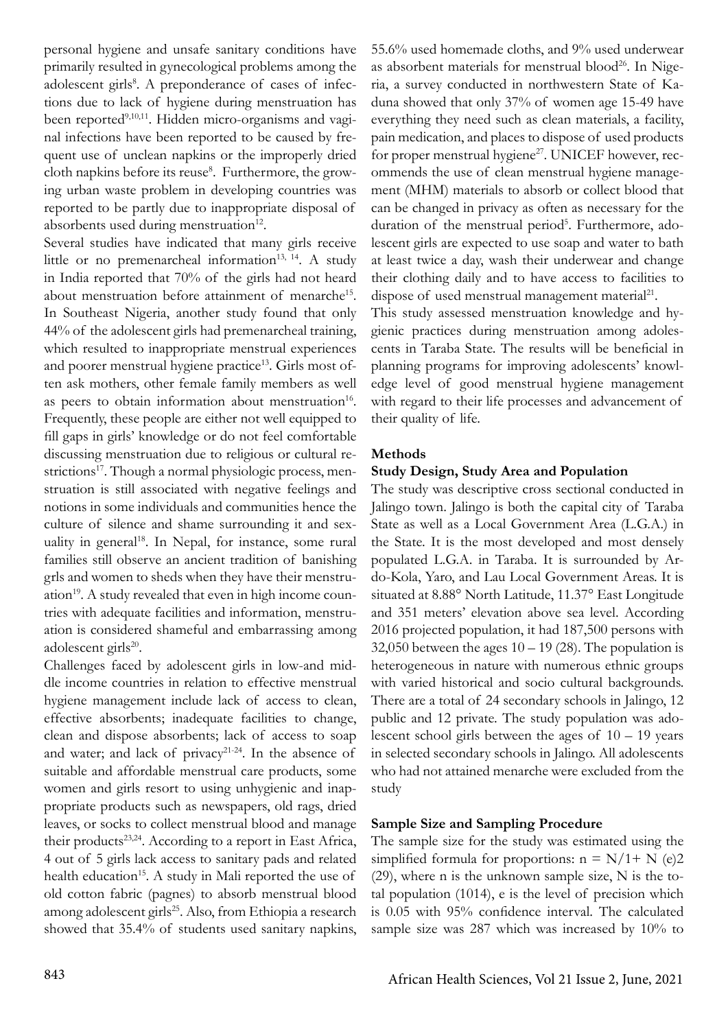personal hygiene and unsafe sanitary conditions have primarily resulted in gynecological problems among the adolescent girls[8]. A preponderance of cases of infections due to lack of hygiene during menstruation has been reported[9,10,11]. Hidden micro-organisms and vaginal infections have been reported to be caused by frequent use of unclean napkins or the improperly dried cloth napkins before its reuse[8]. Furthermore, the growing urban waste problem in developing countries was reported to be partly due to inappropriate disposal of absorbents used during menstruation[12].

Several studies have indicated that many girls receive little or no premenarcheal information[13, 14]. A study in India reported that 70% of the girls had not heard about menstruation before attainment of menarche[15]. In Southeast Nigeria, another study found that only 44% of the adolescent girls had premenarcheal training, which resulted to inappropriate menstrual experiences and poorer menstrual hygiene practice[13]. Girls most often ask mothers, other female family members as well as peers to obtain information about menstruation[16]. Frequently, these people are either not well equipped to fill gaps in girls' knowledge or do not feel comfortable discussing menstruation due to religious or cultural restrictions[17]. Though a normal physiologic process, menstruation is still associated with negative feelings and notions in some individuals and communities hence the culture of silence and shame surrounding it and sexuality in general[18]. In Nepal, for instance, some rural families still observe an ancient tradition of banishing grls and women to sheds when they have their menstruation[19]. A study revealed that even in high income countries with adequate facilities and information, menstruation is considered shameful and embarrassing among adolescent girls[20].

Challenges faced by adolescent girls in low-and middle income countries in relation to effective menstrual hygiene management include lack of access to clean, effective absorbents; inadequate facilities to change, clean and dispose absorbents; lack of access to soap and water; and lack of privacy[21-24]. In the absence of suitable and affordable menstrual care products, some women and girls resort to using unhygienic and inappropriate products such as newspapers, old rags, dried leaves, or socks to collect menstrual blood and manage their products[23,24]. According to a report in East Africa, 4 out of 5 girls lack access to sanitary pads and related health education[15]. A study in Mali reported the use of old cotton fabric (pagnes) to absorb menstrual blood among adolescent girls[25]. Also, from Ethiopia a research showed that 35.4% of students used sanitary napkins, 55.6% used homemade cloths, and 9% used underwear as absorbent materials for menstrual blood[26]. In Nigeria, a survey conducted in northwestern State of Kaduna showed that only 37% of women age 15-49 have everything they need such as clean materials, a facility, pain medication, and places to dispose of used products for proper menstrual hygiene[27]. UNICEF however, recommends the use of clean menstrual hygiene management (MHM) materials to absorb or collect blood that can be changed in privacy as often as necessary for the duration of the menstrual period[5]. Furthermore, adolescent girls are expected to use soap and water to bath at least twice a day, wash their underwear and change their clothing daily and to have access to facilities to dispose of used menstrual management material[21].

This study assessed menstruation knowledge and hygienic practices during menstruation among adolescents in Taraba State. The results will be beneficial in planning programs for improving adolescents' knowledge level of good menstrual hygiene management with regard to their life processes and advancement of their quality of life.

## Methods

### Study Design, Study Area and Population

The study was descriptive cross sectional conducted in Jalingo town. Jalingo is both the capital city of Taraba State as well as a Local Government Area (L.G.A.) in the State. It is the most developed and most densely populated L.G.A. in Taraba. It is surrounded by Ardo-Kola, Yaro, and Lau Local Government Areas. It is situated at 8.88° North Latitude, 11.37° East Longitude and 351 meters' elevation above sea level. According 2016 projected population, it had 187,500 persons with 32,050 between the ages 10 – 19 (28). The population is heterogeneous in nature with numerous ethnic groups with varied historical and socio cultural backgrounds. There are a total of 24 secondary schools in Jalingo, 12 public and 12 private. The study population was adolescent school girls between the ages of 10 – 19 years in selected secondary schools in Jalingo. All adolescents who had not attained menarche were excluded from the study

### Sample Size and Sampling Procedure

The sample size for the study was estimated using the simplified formula for proportions: $n = N/1+ N\ (e)2$ (29), where n is the unknown sample size, N is the total population (1014), e is the level of precision which is 0.05 with 95% confidence interval. The calculated sample size was 287 which was increased by 10% to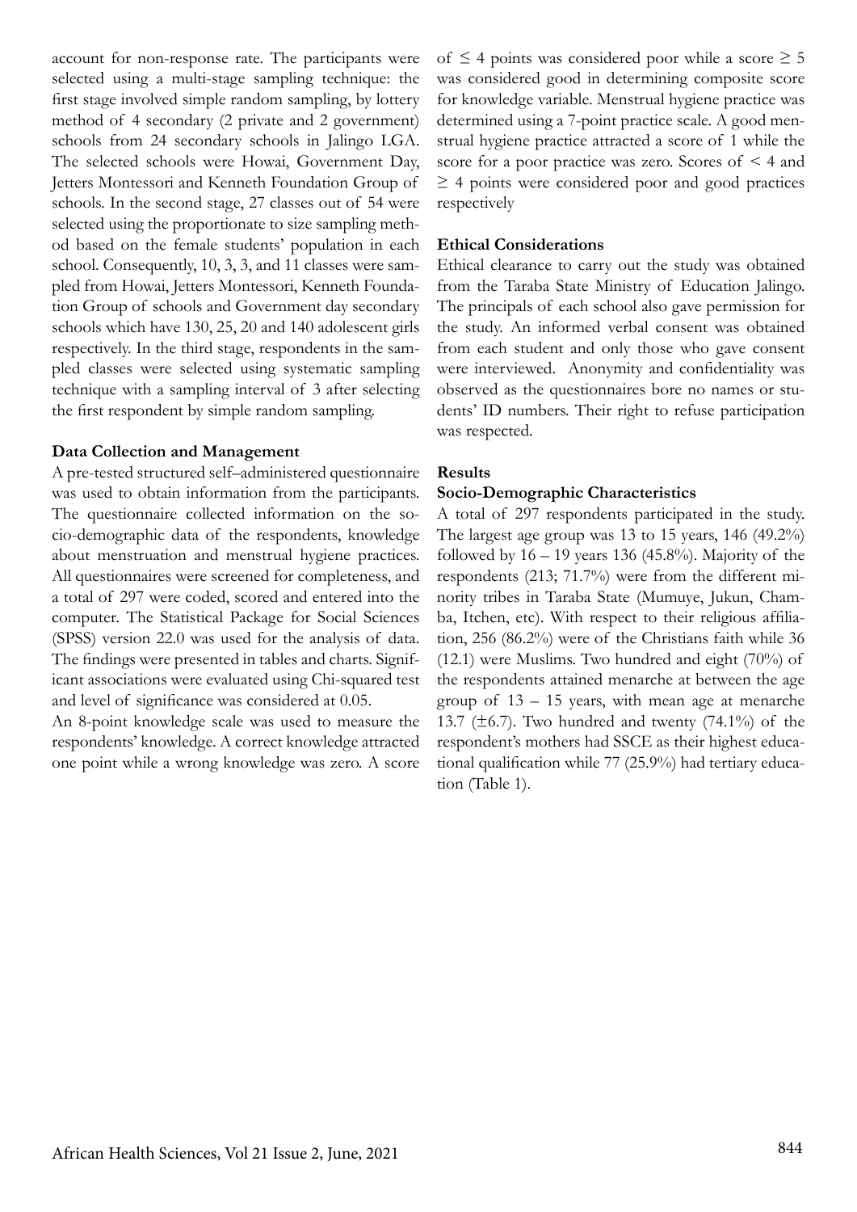account for non-response rate. The participants were selected using a multi-stage sampling technique: the first stage involved simple random sampling, by lottery method of 4 secondary (2 private and 2 government) schools from 24 secondary schools in Jalingo LGA. The selected schools were Howai, Government Day, Jetters Montessori and Kenneth Foundation Group of schools. In the second stage, 27 classes out of 54 were selected using the proportionate to size sampling method based on the female students' population in each school. Consequently, 10, 3, 3, and 11 classes were sampled from Howai, Jetters Montessori, Kenneth Foundation Group of schools and Government day secondary schools which have 130, 25, 20 and 140 adolescent girls respectively. In the third stage, respondents in the sampled classes were selected using systematic sampling technique with a sampling interval of 3 after selecting the first respondent by simple random sampling.

**Data Collection and Management**

A pre-tested structured self–administered questionnaire was used to obtain information from the participants. The questionnaire collected information on the socio-demographic data of the respondents, knowledge about menstruation and menstrual hygiene practices. All questionnaires were screened for completeness, and a total of 297 were coded, scored and entered into the computer. The Statistical Package for Social Sciences (SPSS) version 22.0 was used for the analysis of data. The findings were presented in tables and charts. Significant associations were evaluated using Chi-squared test and level of significance was considered at 0.05.

An 8-point knowledge scale was used to measure the respondents' knowledge. A correct knowledge attracted one point while a wrong knowledge was zero. A score of $\leq 4$ points was considered poor while a score $\geq 5$ was considered good in determining composite score for knowledge variable. Menstrual hygiene practice was determined using a 7-point practice scale. A good menstrual hygiene practice attracted a score of 1 while the score for a poor practice was zero. Scores of $< 4$ and $\geq 4$ points were considered poor and good practices respectively

**Ethical Considerations**

Ethical clearance to carry out the study was obtained from the Taraba State Ministry of Education Jalingo. The principals of each school also gave permission for the study. An informed verbal consent was obtained from each student and only those who gave consent were interviewed. Anonymity and confidentiality was observed as the questionnaires bore no names or students' ID numbers. Their right to refuse participation was respected.

**Results**

**Socio-Demographic Characteristics**

A total of 297 respondents participated in the study. The largest age group was 13 to 15 years, 146 (49.2%) followed by 16 – 19 years 136 (45.8%). Majority of the respondents (213; 71.7%) were from the different minority tribes in Taraba State (Mumuye, Jukun, Chamba, Itchen, etc). With respect to their religious affiliation, 256 (86.2%) were of the Christians faith while 36 (12.1) were Muslims. Two hundred and eight (70%) of the respondents attained menarche at between the age group of 13 – 15 years, with mean age at menarche 13.7 (±6.7). Two hundred and twenty (74.1%) of the respondent's mothers had SSCE as their highest educational qualification while 77 (25.9%) had tertiary education (Table 1).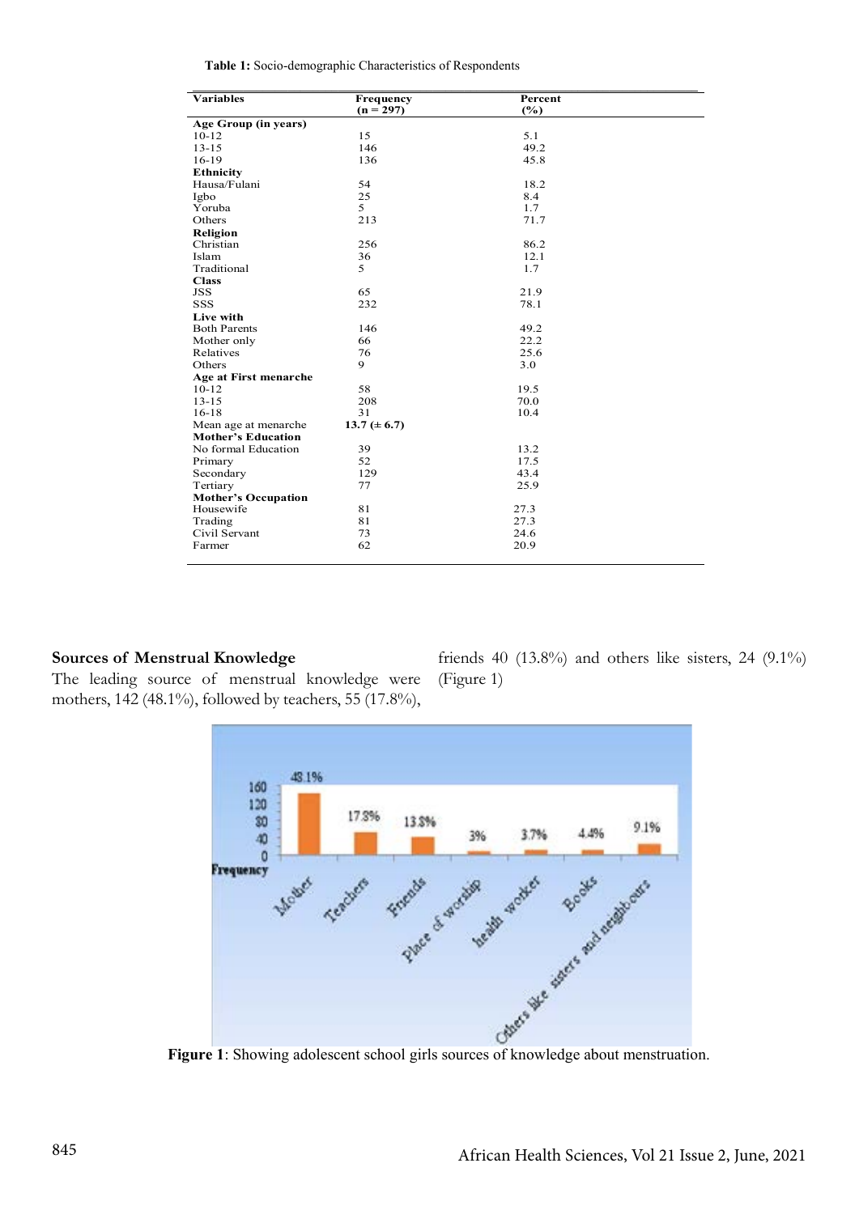**Table 1:** Socio-demographic Characteristics of Respondents

| Variables | Frequency (n = 297) | Percent (%) |
|---|---|---|
| **Age Group (in years)** | | |
| 10-12 | 15 | 5.1 |
| 13-15 | 146 | 49.2 |
| 16-19 | 136 | 45.8 |
| **Ethnicity** | | |
| Hausa/Fulani | 54 | 18.2 |
| Igbo | 25 | 8.4 |
| Yoruba | 5 | 1.7 |
| Others | 213 | 71.7 |
| **Religion** | | |
| Christian | 256 | 86.2 |
| Islam | 36 | 12.1 |
| Traditional | 5 | 1.7 |
| **Class** | | |
| JSS | 65 | 21.9 |
| SSS | 232 | 78.1 |
| **Live with** | | |
| Both Parents | 146 | 49.2 |
| Mother only | 66 | 22.2 |
| Relatives | 76 | 25.6 |
| Others | 9 | 3.0 |
| **Age at First menarche** | | |
| 10-12 | 58 | 19.5 |
| 13-15 | 208 | 70.0 |
| 16-18 | 31 | 10.4 |
| Mean age at menarche | **13.7 (± 6.7)** | |
| **Mother's Education** | | |
| No formal Education | 39 | 13.2 |
| Primary | 52 | 17.5 |
| Secondary | 129 | 43.4 |
| Tertiary | 77 | 25.9 |
| **Mother's Occupation** | | |
| Housewife | 81 | 27.3 |
| Trading | 81 | 27.3 |
| Civil Servant | 73 | 24.6 |
| Farmer | 62 | 20.9 |

### Sources of Menstrual Knowledge

The leading source of menstrual knowledge were mothers, 142 (48.1%), followed by teachers, 55 (17.8%), friends 40 (13.8%) and others like sisters, 24 (9.1%) (Figure 1)

**Figure 1**: Showing adolescent school girls sources of knowledge about menstruation.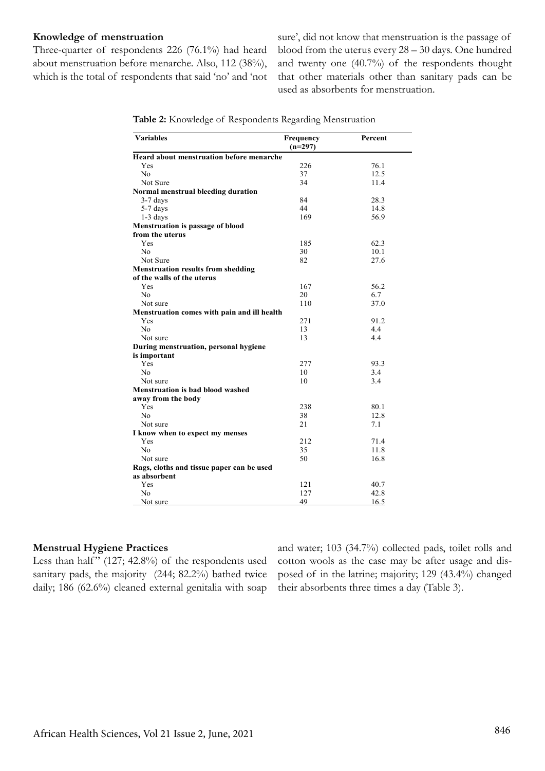### Knowledge of menstruation

Three-quarter of respondents 226 (76.1%) had heard about menstruation before menarche. Also, 112 (38%), which is the total of respondents that said 'no' and 'not sure', did not know that menstruation is the passage of blood from the uterus every 28 – 30 days. One hundred and twenty one (40.7%) of the respondents thought that other materials other than sanitary pads can be used as absorbents for menstruation.

**Table 2:** Knowledge of Respondents Regarding Menstruation

| Variables | Frequency (n=297) | Percent |
|---|---|---|
| **Heard about menstruation before menarche** | | |
| Yes | 226 | 76.1 |
| No | 37 | 12.5 |
| Not Sure | 34 | 11.4 |
| **Normal menstrual bleeding duration** | | |
| 3-7 days | 84 | 28.3 |
| 5-7 days | 44 | 14.8 |
| 1-3 days | 169 | 56.9 |
| **Menstruation is passage of blood from the uterus** | | |
| Yes | 185 | 62.3 |
| No | 30 | 10.1 |
| Not Sure | 82 | 27.6 |
| **Menstruation results from shedding of the walls of the uterus** | | |
| Yes | 167 | 56.2 |
| No | 20 | 6.7 |
| Not sure | 110 | 37.0 |
| **Menstruation comes with pain and ill health** | | |
| Yes | 271 | 91.2 |
| No | 13 | 4.4 |
| Not sure | 13 | 4.4 |
| **During menstruation, personal hygiene is important** | | |
| Yes | 277 | 93.3 |
| No | 10 | 3.4 |
| Not sure | 10 | 3.4 |
| **Menstruation is bad blood washed away from the body** | | |
| Yes | 238 | 80.1 |
| No | 38 | 12.8 |
| Not sure | 21 | 7.1 |
| **I know when to expect my menses** | | |
| Yes | 212 | 71.4 |
| No | 35 | 11.8 |
| Not sure | 50 | 16.8 |
| **Rags, cloths and tissue paper can be used as absorbent** | | |
| Yes | 121 | 40.7 |
| No | 127 | 42.8 |
| Not sure | 49 | 16.5 |

### Menstrual Hygiene Practices

Less than half" (127; 42.8%) of the respondents used sanitary pads, the majority (244; 82.2%) bathed twice daily; 186 (62.6%) cleaned external genitalia with soap and water; 103 (34.7%) collected pads, toilet rolls and cotton wools as the case may be after usage and disposed of in the latrine; majority; 129 (43.4%) changed their absorbents three times a day (Table 3).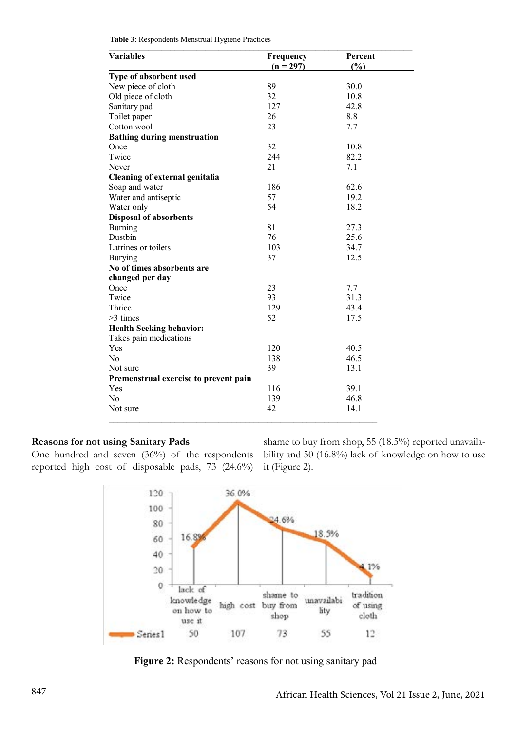**Table 3**: Respondents Menstrual Hygiene Practices

| Variables | Frequency (n = 297) | Percent (%) |
|---|---|---|
| **Type of absorbent used** | | |
| New piece of cloth | 89 | 30.0 |
| Old piece of cloth | 32 | 10.8 |
| Sanitary pad | 127 | 42.8 |
| Toilet paper | 26 | 8.8 |
| Cotton wool | 23 | 7.7 |
| **Bathing during menstruation** | | |
| Once | 32 | 10.8 |
| Twice | 244 | 82.2 |
| Never | 21 | 7.1 |
| **Cleaning of external genitalia** | | |
| Soap and water | 186 | 62.6 |
| Water and antiseptic | 57 | 19.2 |
| Water only | 54 | 18.2 |
| **Disposal of absorbents** | | |
| Burning | 81 | 27.3 |
| Dustbin | 76 | 25.6 |
| Latrines or toilets | 103 | 34.7 |
| Burying | 37 | 12.5 |
| **No of times absorbents are changed per day** | | |
| Once | 23 | 7.7 |
| Twice | 93 | 31.3 |
| Thrice | 129 | 43.4 |
| >3 times | 52 | 17.5 |
| **Health Seeking behavior:** | | |
| Takes pain medications | | |
| Yes | 120 | 40.5 |
| No | 138 | 46.5 |
| Not sure | 39 | 13.1 |
| **Premenstrual exercise to prevent pain** | | |
| Yes | 116 | 39.1 |
| No | 139 | 46.8 |
| Not sure | 42 | 14.1 |

### Reasons for not using Sanitary Pads

One hundred and seven (36%) of the respondents reported high cost of disposable pads, 73 (24.6%) shame to buy from shop, 55 (18.5%) reported unavailability and 50 (16.8%) lack of knowledge on how to use it (Figure 2).

| | lack of knowledge on how to use it | high cost | shame to buy from shop | unavailability | tradition of using cloth |
|---|---|---|---|---|---|
| Series1 | 50 | 107 | 73 | 55 | 12 |
| % | 16.8% | 36.0% | 24.6% | 18.5% | 4.1% |

**Figure 2:** Respondents' reasons for not using sanitary pad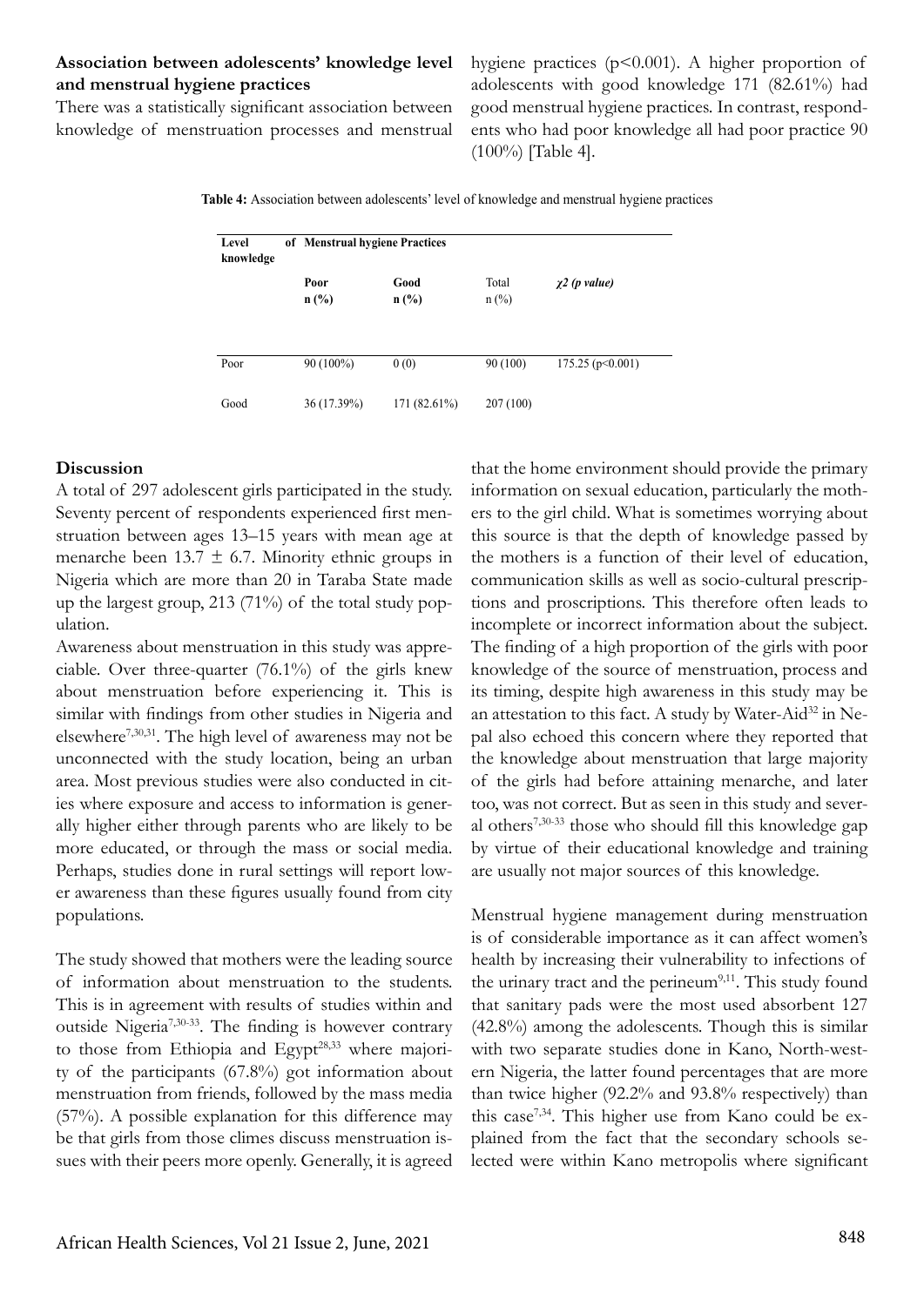### Association between adolescents' knowledge level and menstrual hygiene practices

There was a statistically significant association between knowledge of menstruation processes and menstrual hygiene practices ($p<0.001$). A higher proportion of adolescents with good knowledge 171 (82.61%) had good menstrual hygiene practices. In contrast, respondents who had poor knowledge all had poor practice 90 (100%) [Table 4].

**Table 4:** Association between adolescents' level of knowledge and menstrual hygiene practices

| Level of knowledge | Menstrual hygiene Practices | | | |
|---|---|---|---|---|
| | Poor n (%) | Good n (%) | Total n (%) | *χ2 (p value)* |
| Poor | 90 (100%) | 0 (0) | 90 (100) | 175.25 (p<0.001) |
| Good | 36 (17.39%) | 171 (82.61%) | 207 (100) | |

### Discussion

A total of 297 adolescent girls participated in the study. Seventy percent of respondents experienced first menstruation between ages 13–15 years with mean age at menarche been $13.7 \pm 6.7$. Minority ethnic groups in Nigeria which are more than 20 in Taraba State made up the largest group, 213 (71%) of the total study population.

Awareness about menstruation in this study was appreciable. Over three-quarter (76.1%) of the girls knew about menstruation before experiencing it. This is similar with findings from other studies in Nigeria and elsewhere[7,30,31]. The high level of awareness may not be unconnected with the study location, being an urban area. Most previous studies were also conducted in cities where exposure and access to information is generally higher either through parents who are likely to be more educated, or through the mass or social media. Perhaps, studies done in rural settings will report lower awareness than these figures usually found from city populations.

The study showed that mothers were the leading source of information about menstruation to the students. This is in agreement with results of studies within and outside Nigeria[7,30-33]. The finding is however contrary to those from Ethiopia and Egypt[28,33] where majority of the participants (67.8%) got information about menstruation from friends, followed by the mass media (57%). A possible explanation for this difference may be that girls from those climes discuss menstruation issues with their peers more openly. Generally, it is agreed that the home environment should provide the primary information on sexual education, particularly the mothers to the girl child. What is sometimes worrying about this source is that the depth of knowledge passed by the mothers is a function of their level of education, communication skills as well as socio-cultural prescriptions and proscriptions. This therefore often leads to incomplete or incorrect information about the subject. The finding of a high proportion of the girls with poor knowledge of the source of menstruation, process and its timing, despite high awareness in this study may be an attestation to this fact. A study by Water-Aid[32] in Nepal also echoed this concern where they reported that the knowledge about menstruation that large majority of the girls had before attaining menarche, and later too, was not correct. But as seen in this study and several others[7,30-33] those who should fill this knowledge gap by virtue of their educational knowledge and training are usually not major sources of this knowledge.

Menstrual hygiene management during menstruation is of considerable importance as it can affect women's health by increasing their vulnerability to infections of the urinary tract and the perineum[9,11]. This study found that sanitary pads were the most used absorbent 127 (42.8%) among the adolescents. Though this is similar with two separate studies done in Kano, North-western Nigeria, the latter found percentages that are more than twice higher (92.2% and 93.8% respectively) than this case[7,34]. This higher use from Kano could be explained from the fact that the secondary schools selected were within Kano metropolis where significant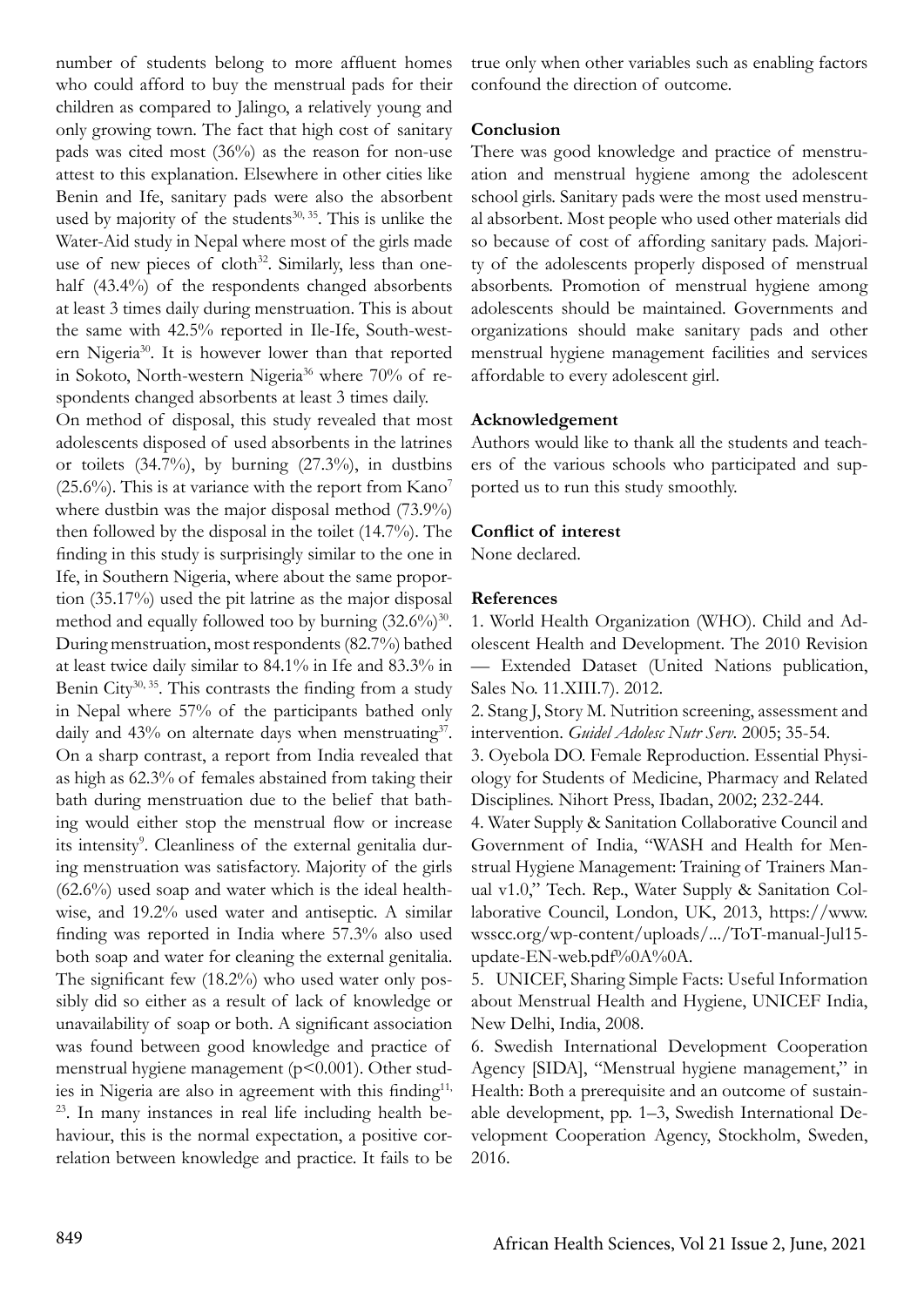number of students belong to more affluent homes who could afford to buy the menstrual pads for their children as compared to Jalingo, a relatively young and only growing town. The fact that high cost of sanitary pads was cited most (36%) as the reason for non-use attest to this explanation. Elsewhere in other cities like Benin and Ife, sanitary pads were also the absorbent used by majority of the students[30, 35]. This is unlike the Water-Aid study in Nepal where most of the girls made use of new pieces of cloth[32]. Similarly, less than one-half (43.4%) of the respondents changed absorbents at least 3 times daily during menstruation. This is about the same with 42.5% reported in Ile-Ife, South-western Nigeria[30]. It is however lower than that reported in Sokoto, North-western Nigeria[36] where 70% of respondents changed absorbents at least 3 times daily.

On method of disposal, this study revealed that most adolescents disposed of used absorbents in the latrines or toilets (34.7%), by burning (27.3%), in dustbins (25.6%). This is at variance with the report from Kano[7] where dustbin was the major disposal method (73.9%) then followed by the disposal in the toilet (14.7%). The finding in this study is surprisingly similar to the one in Ife, in Southern Nigeria, where about the same proportion (35.17%) used the pit latrine as the major disposal method and equally followed too by burning (32.6%)[30]. During menstruation, most respondents (82.7%) bathed at least twice daily similar to 84.1% in Ife and 83.3% in Benin City[30, 35]. This contrasts the finding from a study in Nepal where 57% of the participants bathed only daily and 43% on alternate days when menstruating[37]. On a sharp contrast, a report from India revealed that as high as 62.3% of females abstained from taking their bath during menstruation due to the belief that bathing would either stop the menstrual flow or increase its intensity[9]. Cleanliness of the external genitalia during menstruation was satisfactory. Majority of the girls (62.6%) used soap and water which is the ideal health-wise, and 19.2% used water and antiseptic. A similar finding was reported in India where 57.3% also used both soap and water for cleaning the external genitalia. The significant few (18.2%) who used water only possibly did so either as a result of lack of knowledge or unavailability of soap or both. A significant association was found between good knowledge and practice of menstrual hygiene management ($p<0.001$). Other studies in Nigeria are also in agreement with this finding[11, 23]. In many instances in real life including health behaviour, this is the normal expectation, a positive correlation between knowledge and practice. It fails to be true only when other variables such as enabling factors confound the direction of outcome.

## Conclusion

There was good knowledge and practice of menstruation and menstrual hygiene among the adolescent school girls. Sanitary pads were the most used menstrual absorbent. Most people who used other materials did so because of cost of affording sanitary pads. Majority of the adolescents properly disposed of menstrual absorbents. Promotion of menstrual hygiene among adolescents should be maintained. Governments and organizations should make sanitary pads and other menstrual hygiene management facilities and services affordable to every adolescent girl.

## Acknowledgement

Authors would like to thank all the students and teachers of the various schools who participated and supported us to run this study smoothly.

## Conflict of interest

None declared.

## References

1. World Health Organization (WHO). Child and Adolescent Health and Development. The 2010 Revision — Extended Dataset (United Nations publication, Sales No. 11.XIII.7). 2012.
2. Stang J, Story M. Nutrition screening, assessment and intervention. *Guidel Adolesc Nutr Serv.* 2005; 35-54.
3. Oyebola DO. Female Reproduction. Essential Physiology for Students of Medicine, Pharmacy and Related Disciplines. Nihort Press, Ibadan, 2002; 232-244.
4. Water Supply & Sanitation Collaborative Council and Government of India, "WASH and Health for Menstrual Hygiene Management: Training of Trainers Manual v1.0," Tech. Rep., Water Supply & Sanitation Collaborative Council, London, UK, 2013, https://www.wsscc.org/wp-content/uploads/.../ToT-manual-Jul15-update-EN-web.pdf%0A%0A.
5. UNICEF, Sharing Simple Facts: Useful Information about Menstrual Health and Hygiene, UNICEF India, New Delhi, India, 2008.
6. Swedish International Development Cooperation Agency [SIDA], "Menstrual hygiene management," in Health: Both a prerequisite and an outcome of sustainable development, pp. 1–3, Swedish International Development Cooperation Agency, Stockholm, Sweden, 2016.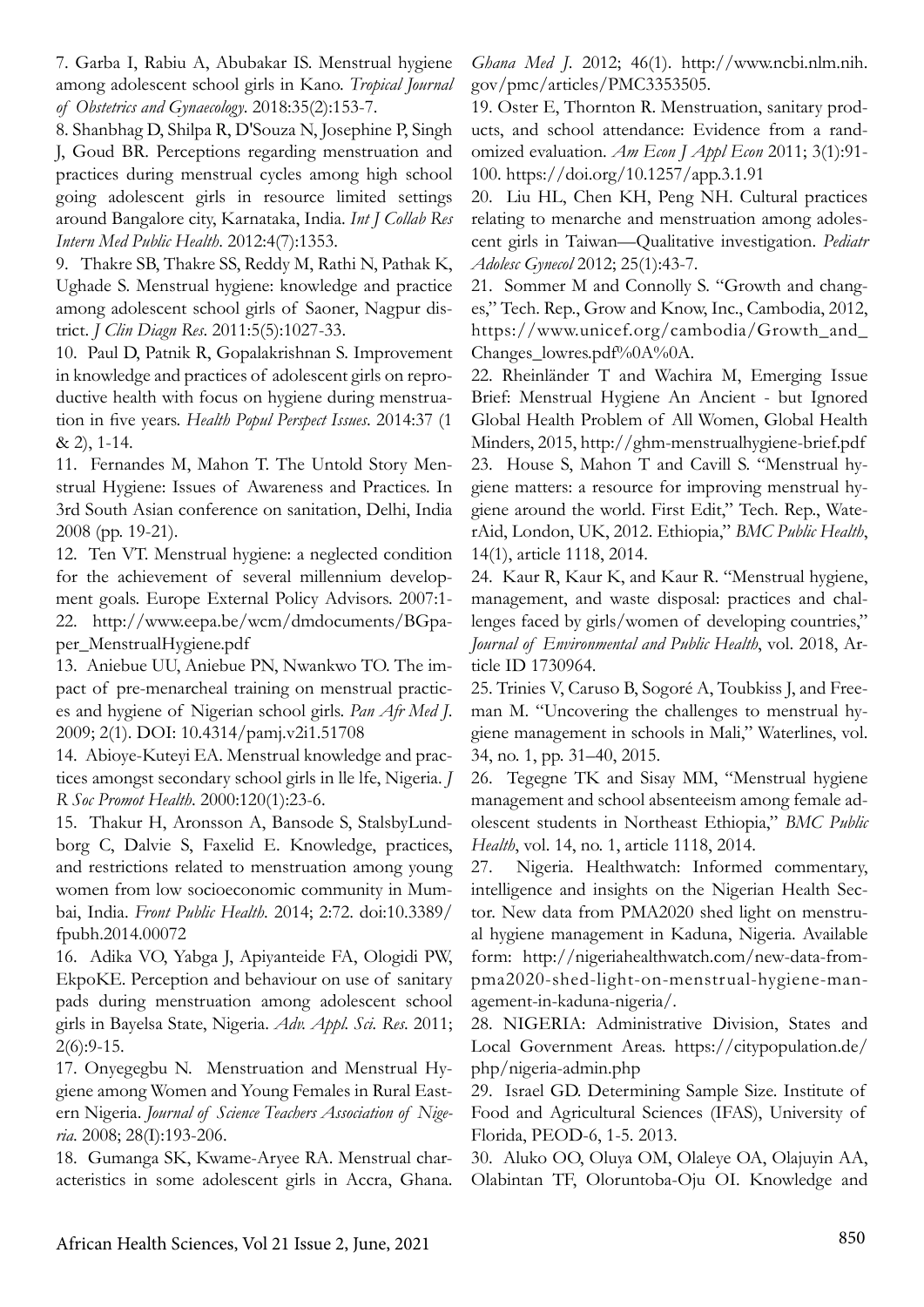7. Garba I, Rabiu A, Abubakar IS. Menstrual hygiene among adolescent school girls in Kano. *Tropical Journal of Obstetrics and Gynaecology*. 2018:35(2):153-7.

8. Shanbhag D, Shilpa R, D'Souza N, Josephine P, Singh J, Goud BR. Perceptions regarding menstruation and practices during menstrual cycles among high school going adolescent girls in resource limited settings around Bangalore city, Karnataka, India. *Int J Collab Res Intern Med Public Health*. 2012:4(7):1353.

9. Thakre SB, Thakre SS, Reddy M, Rathi N, Pathak K, Ughade S. Menstrual hygiene: knowledge and practice among adolescent school girls of Saoner, Nagpur district. *J Clin Diagn Res*. 2011:5(5):1027-33.

10. Paul D, Patnik R, Gopalakrishnan S. Improvement in knowledge and practices of adolescent girls on reproductive health with focus on hygiene during menstruation in five years. *Health Popul Perspect Issues*. 2014:37 (1 & 2), 1-14.

11. Fernandes M, Mahon T. The Untold Story Menstrual Hygiene: Issues of Awareness and Practices. In 3rd South Asian conference on sanitation, Delhi, India 2008 (pp. 19-21).

12. Ten VT. Menstrual hygiene: a neglected condition for the achievement of several millennium development goals. Europe External Policy Advisors. 2007:1-22. http://www.eepa.be/wcm/dmdocuments/BGpaper_MenstrualHygiene.pdf

13. Aniebue UU, Aniebue PN, Nwankwo TO. The impact of pre-menarcheal training on menstrual practices and hygiene of Nigerian school girls. *Pan Afr Med J*. 2009; 2(1). DOI: 10.4314/pamj.v2i1.51708

14. Abioye-Kuteyi EA. Menstrual knowledge and practices amongst secondary school girls in lle lfe, Nigeria. *J R Soc Promot Health*. 2000:120(1):23-6.

15. Thakur H, Aronsson A, Bansode S, StalsbyLundborg C, Dalvie S, Faxelid E. Knowledge, practices, and restrictions related to menstruation among young women from low socioeconomic community in Mumbai, India. *Front Public Health*. 2014; 2:72. doi:10.3389/fpubh.2014.00072

16. Adika VO, Yabga J, Apiyanteide FA, Ologidi PW, EkpoKE. Perception and behaviour on use of sanitary pads during menstruation among adolescent school girls in Bayelsa State, Nigeria. *Adv. Appl. Sci. Res*. 2011; 2(6):9-15.

17. Onyegegbu N. Menstruation and Menstrual Hygiene among Women and Young Females in Rural Eastern Nigeria. *Journal of Science Teachers Association of Nigeria*. 2008; 28(I):193-206.

18. Gumanga SK, Kwame-Aryee RA. Menstrual characteristics in some adolescent girls in Accra, Ghana. *Ghana Med J*. 2012; 46(1). http://www.ncbi.nlm.nih.gov/pmc/articles/PMC3353505.

19. Oster E, Thornton R. Menstruation, sanitary products, and school attendance: Evidence from a randomized evaluation. *Am Econ J Appl Econ* 2011; 3(1):91-100. https://doi.org/10.1257/app.3.1.91

20. Liu HL, Chen KH, Peng NH. Cultural practices relating to menarche and menstruation among adolescent girls in Taiwan—Qualitative investigation. *Pediatr Adolesc Gynecol* 2012; 25(1):43-7.

21. Sommer M and Connolly S. "Growth and changes," Tech. Rep., Grow and Know, Inc., Cambodia, 2012, https://www.unicef.org/cambodia/Growth_and_Changes_lowres.pdf%0A%0A.

22. Rheinländer T and Wachira M, Emerging Issue Brief: Menstrual Hygiene An Ancient - but Ignored Global Health Problem of All Women, Global Health Minders, 2015, http://ghm-menstrualhygiene-brief.pdf

23. House S, Mahon T and Cavill S. "Menstrual hygiene matters: a resource for improving menstrual hygiene around the world. First Edit," Tech. Rep., WaterAid, London, UK, 2012. Ethiopia," *BMC Public Health*, 14(1), article 1118, 2014.

24. Kaur R, Kaur K, and Kaur R. "Menstrual hygiene, management, and waste disposal: practices and challenges faced by girls/women of developing countries," *Journal of Environmental and Public Health*, vol. 2018, Article ID 1730964.

25. Trinies V, Caruso B, Sogoré A, Toubkiss J, and Freeman M. "Uncovering the challenges to menstrual hygiene management in schools in Mali," Waterlines, vol. 34, no. 1, pp. 31–40, 2015.

26. Tegegne TK and Sisay MM, "Menstrual hygiene management and school absenteeism among female adolescent students in Northeast Ethiopia," *BMC Public Health*, vol. 14, no. 1, article 1118, 2014.

27. Nigeria. Healthwatch: Informed commentary, intelligence and insights on the Nigerian Health Sector. New data from PMA2020 shed light on menstrual hygiene management in Kaduna, Nigeria. Available form: http://nigeriahealthwatch.com/new-data-from-pma2020-shed-light-on-menstrual-hygiene-management-in-kaduna-nigeria/.

28. NIGERIA: Administrative Division, States and Local Government Areas. https://citypopulation.de/php/nigeria-admin.php

29. Israel GD. Determining Sample Size. Institute of Food and Agricultural Sciences (IFAS), University of Florida, PEOD-6, 1-5. 2013.

30. Aluko OO, Oluya OM, Olaleye OA, Olajuyin AA, Olabintan TF, Oloruntoba-Oju OI. Knowledge and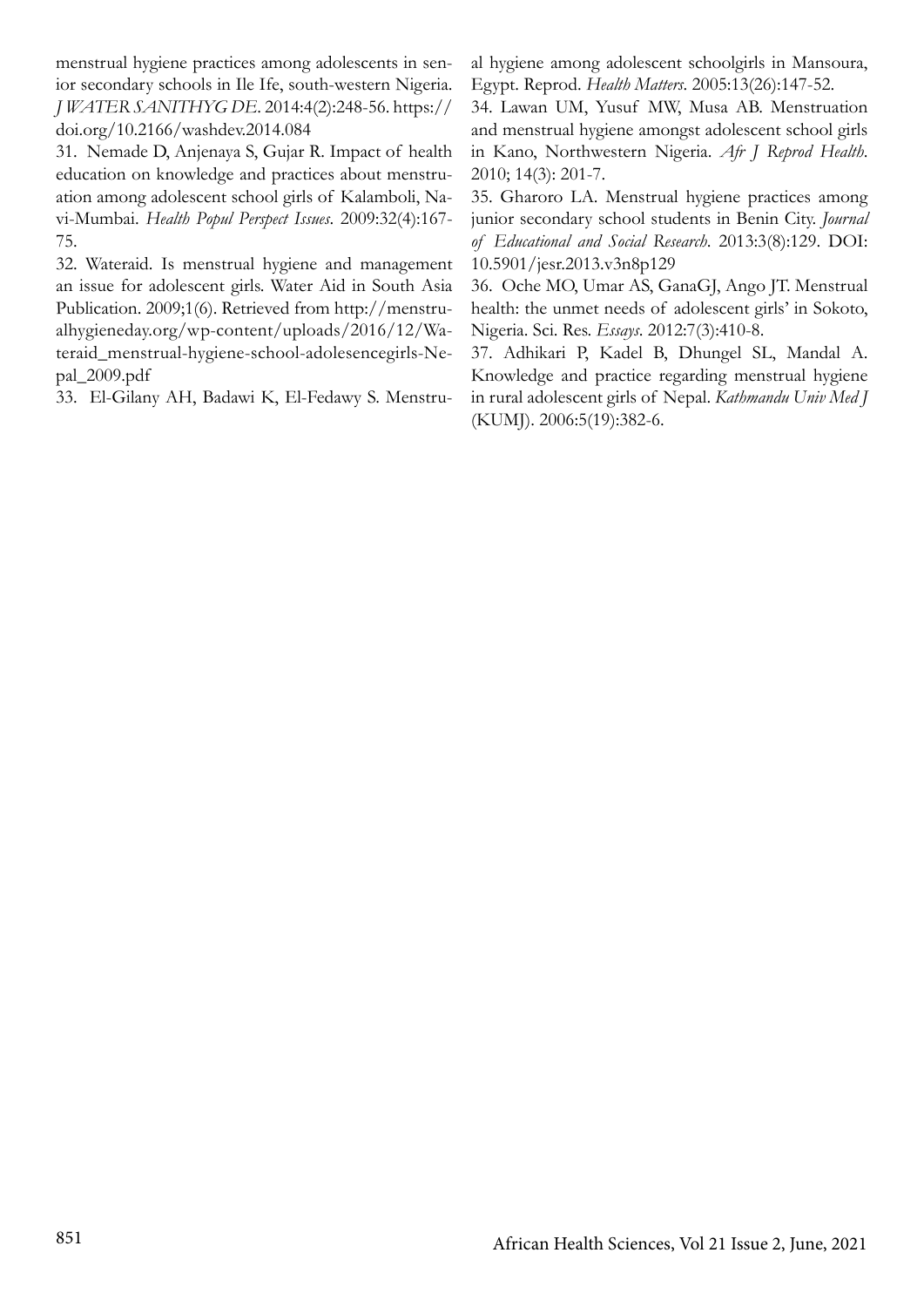menstrual hygiene practices among adolescents in senior secondary schools in Ile Ife, south-western Nigeria. *J WATER SANITHYG DE*. 2014:4(2):248-56. https://doi.org/10.2166/washdev.2014.084

31. Nemade D, Anjenaya S, Gujar R. Impact of health education on knowledge and practices about menstruation among adolescent school girls of Kalamboli, Navi-Mumbai. *Health Popul Perspect Issues*. 2009:32(4):167-75.

32. Wateraid. Is menstrual hygiene and management an issue for adolescent girls. Water Aid in South Asia Publication. 2009;1(6). Retrieved from http://menstrualhygieneday.org/wp-content/uploads/2016/12/Wateraid_menstrual-hygiene-school-adolesencegirls-Nepal_2009.pdf

33. El-Gilany AH, Badawi K, El-Fedawy S. Menstrual hygiene among adolescent schoolgirls in Mansoura, Egypt. Reprod. *Health Matters*. 2005:13(26):147-52.

34. Lawan UM, Yusuf MW, Musa AB. Menstruation and menstrual hygiene amongst adolescent school girls in Kano, Northwestern Nigeria. *Afr J Reprod Health*. 2010; 14(3): 201-7.

35. Gharoro LA. Menstrual hygiene practices among junior secondary school students in Benin City. *Journal of Educational and Social Research*. 2013:3(8):129. DOI: 10.5901/jesr.2013.v3n8p129

36. Oche MO, Umar AS, GanaGJ, Ango JT. Menstrual health: the unmet needs of adolescent girls' in Sokoto, Nigeria. Sci. Res. *Essays*. 2012:7(3):410-8.

37. Adhikari P, Kadel B, Dhungel SL, Mandal A. Knowledge and practice regarding menstrual hygiene in rural adolescent girls of Nepal. *Kathmandu Univ Med J* (KUMJ). 2006:5(19):382-6.